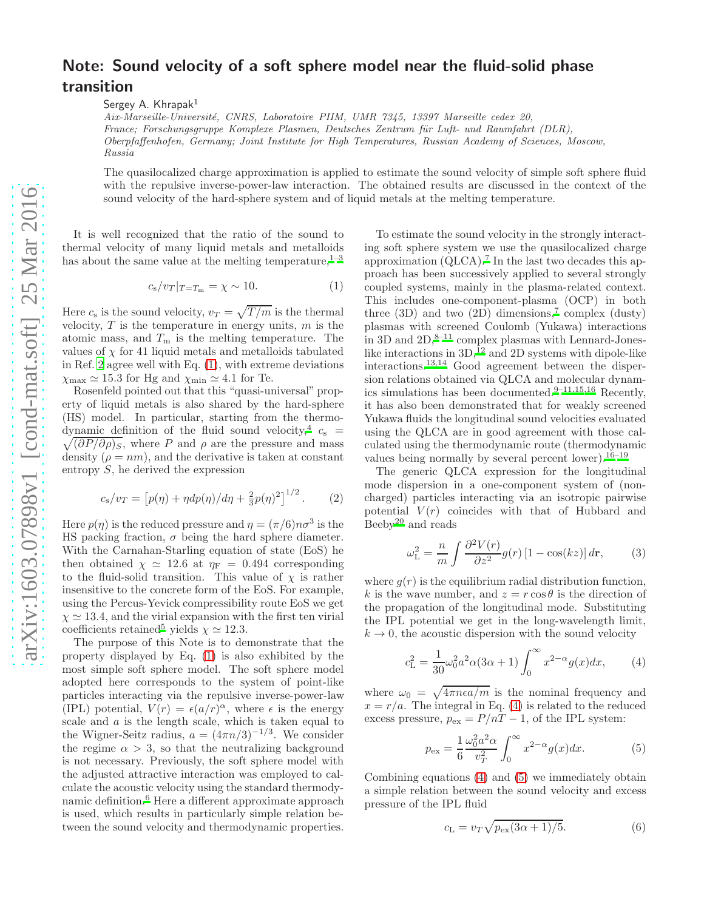# Note: Sound velocity of a soft sphere model near the fluid-solid phase transition

Sergey A. Khrapak[1]

*Aix-Marseille-Université, CNRS, Laboratoire PIIM, UMR 7345, 13397 Marseille cedex 20, France; Forschungsgruppe Komplexe Plasmen, Deutsches Zentrum für Luft- und Raumfahrt (DLR), Oberpfaffenhofen, Germany; Joint Institute for High Temperatures, Russian Academy of Sciences, Moscow, Russia*

The quasilocalized charge approximation is applied to estimate the sound velocity of simple soft sphere fluid with the repulsive inverse-power-law interaction. The obtained results are discussed in the context of the sound velocity of the hard-sphere system and of liquid metals at the melting temperature.

It is well recognized that the ratio of the sound to thermal velocity of many liquid metals and metalloids has about the same value at the melting temperature,[1–3]

$$c_{\rm s}/v_T|_{T=T_{\rm m}} = \chi \sim 10. \tag{1}$$

Here $c_{\rm s}$ is the sound velocity, $v_T = \sqrt{T/m}$ is the thermal velocity, $T$ is the temperature in energy units, $m$ is the atomic mass, and $T_{\rm m}$ is the melting temperature. The values of $\chi$ for 41 liquid metals and metalloids tabulated in Ref. 2 agree well with Eq. (1), with extreme deviations $\chi_{\rm max} \simeq 15.3$ for Hg and $\chi_{\rm min} \simeq 4.1$ for Te.

Rosenfeld pointed out that this "quasi-universal" property of liquid metals is also shared by the hard-sphere (HS) model. In particular, starting from the thermodynamic definition of the fluid sound velocity,[4] $c_{\rm s} = \sqrt{(\partial P/\partial \rho)_S}$, where $P$ and $\rho$ are the pressure and mass density ($\rho = nm$), and the derivative is taken at constant entropy $S$, he derived the expression

$$c_{\rm s}/v_T = \left[p(\eta) + \eta dp(\eta)/d\eta + \tfrac{2}{3}p(\eta)^2\right]^{1/2}. \tag{2}$$

Here $p(\eta)$ is the reduced pressure and $\eta = (\pi/6)n\sigma^3$ is the HS packing fraction, $\sigma$ being the hard sphere diameter. With the Carnahan-Starling equation of state (EoS) he then obtained $\chi \simeq 12.6$ at $\eta_{\rm F} = 0.494$ corresponding to the fluid-solid transition. This value of $\chi$ is rather insensitive to the concrete form of the EoS. For example, using the Percus-Yevick compressibility route EoS we get $\chi \simeq 13.4$, and the virial expansion with the first ten virial coefficients retained[5] yields $\chi \simeq 12.3$.

The purpose of this Note is to demonstrate that the property displayed by Eq. (1) is also exhibited by the most simple soft sphere model. The soft sphere model adopted here corresponds to the system of point-like particles interacting via the repulsive inverse-power-law (IPL) potential, $V(r) = \epsilon(a/r)^\alpha$, where $\epsilon$ is the energy scale and $a$ is the length scale, which is taken equal to the Wigner-Seitz radius, $a = (4\pi n/3)^{-1/3}$. We consider the regime $\alpha > 3$, so that the neutralizing background is not necessary. Previously, the soft sphere model with the adjusted attractive interaction was employed to calculate the acoustic velocity using the standard thermodynamic definition.[6] Here a different approximate approach is used, which results in particularly simple relation between the sound velocity and thermodynamic properties.

To estimate the sound velocity in the strongly interacting soft sphere system we use the quasilocalized charge approximation (QLCA).[7] In the last two decades this approach has been successively applied to several strongly coupled systems, mainly in the plasma-related context. This includes one-component-plasma (OCP) in both three (3D) and two (2D) dimensions,[7] complex (dusty) plasmas with screened Coulomb (Yukawa) interactions in 3D and 2D,[8–11] complex plasmas with Lennard-Jones-like interactions in 3D,[12] and 2D systems with dipole-like interactions.[13,14] Good agreement between the dispersion relations obtained via QLCA and molecular dynamics simulations has been documented.[9–11,15,16] Recently, it has also been demonstrated that for weakly screened Yukawa fluids the longitudinal sound velocities evaluated using the QLCA are in good agreement with those calculated using the thermodynamic route (thermodynamic values being normally by several percent lower).[16–19]

The generic QLCA expression for the longitudinal mode dispersion in a one-component system of (non-charged) particles interacting via an isotropic pairwise potential $V(r)$ coincides with that of Hubbard and Beeby[20] and reads

$$\omega_{\rm L}^2 = \frac{n}{m}\int \frac{\partial^2 V(r)}{\partial z^2} g(r)\left[1 - \cos(kz)\right] d{\bf r}, \tag{3}$$

where $g(r)$ is the equilibrium radial distribution function, $k$ is the wave number, and $z = r\cos\theta$ is the direction of the propagation of the longitudinal mode. Substituting the IPL potential we get in the long-wavelength limit, $k \to 0$, the acoustic dispersion with the sound velocity

$$c_{\rm L}^2 = \frac{1}{30}\omega_0^2 a^2 \alpha(3\alpha+1)\int_0^\infty x^{2-\alpha} g(x) dx, \tag{4}$$

where $\omega_0 = \sqrt{4\pi n\epsilon a/m}$ is the nominal frequency and $x = r/a$. The integral in Eq. (4) is related to the reduced excess pressure, $p_{\rm ex} = P/nT - 1$, of the IPL system:

$$p_{\rm ex} = \frac{1}{6}\frac{\omega_0^2 a^2 \alpha}{v_T^2}\int_0^\infty x^{2-\alpha} g(x) dx. \tag{5}$$

Combining equations (4) and (5) we immediately obtain a simple relation between the sound velocity and excess pressure of the IPL fluid

$$c_{\rm L} = v_T\sqrt{p_{\rm ex}(3\alpha+1)/5}. \tag{6}$$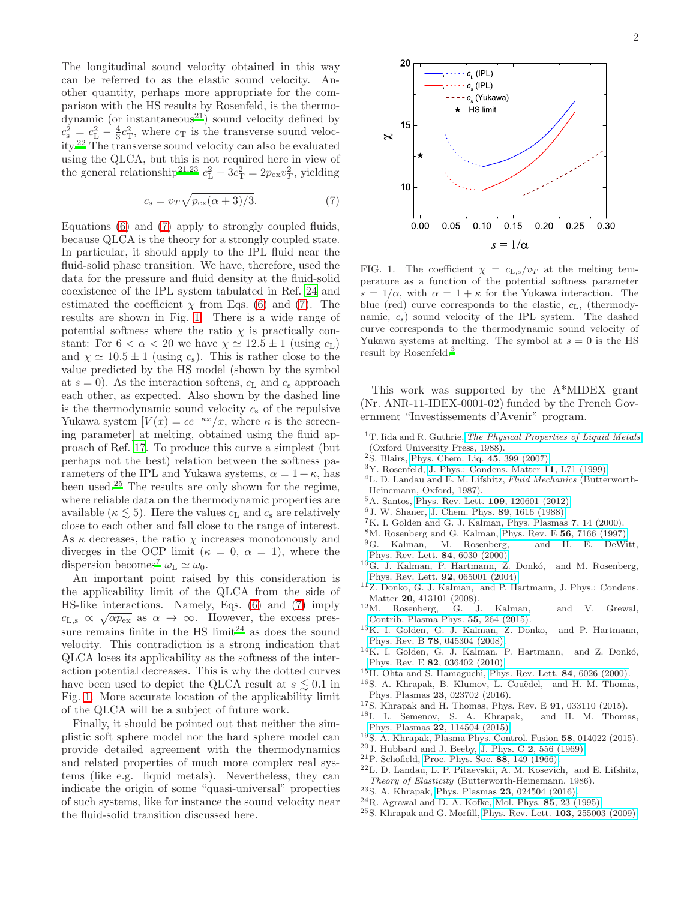The longitudinal sound velocity obtained in this way can be referred to as the elastic sound velocity. Another quantity, perhaps more appropriate for the comparison with the HS results by Rosenfeld, is the thermodynamic (or instantaneous[21]) sound velocity defined by $c_{\rm s}^2 = c_{\rm L}^2 - \frac{4}{3}c_{\rm T}^2$, where $c_{\rm T}$ is the transverse sound velocity.[22] The transverse sound velocity can also be evaluated using the QLCA, but this is not required here in view of the general relationship[21,23] $c_{\rm L}^2 - 3c_{\rm T}^2 = 2p_{\rm ex}v_T^2$, yielding

$$c_{\rm s} = v_T\sqrt{p_{\rm ex}(\alpha+3)/3}. \qquad (7)$$

Equations (6) and (7) apply to strongly coupled fluids, because QLCA is the theory for a strongly coupled state. In particular, it should apply to the IPL fluid near the fluid-solid phase transition. We have, therefore, used the data for the pressure and fluid density at the fluid-solid coexistence of the IPL system tabulated in Ref. 24 and estimated the coefficient $\chi$ from Eqs. (6) and (7). The results are shown in Fig. 1. There is a wide range of potential softness where the ratio $\chi$ is practically constant: For $6 < \alpha < 20$ we have $\chi \simeq 12.5 \pm 1$ (using $c_{\rm L}$) and $\chi \simeq 10.5 \pm 1$ (using $c_{\rm s}$). This is rather close to the value predicted by the HS model (shown by the symbol at $s = 0$). As the interaction softens, $c_{\rm L}$ and $c_{\rm s}$ approach each other, as expected. Also shown by the dashed line is the thermodynamic sound velocity $c_{\rm s}$ of the repulsive Yukawa system $[V(x) = \epsilon e^{-\kappa x}/x$, where $\kappa$ is the screening parameter] at melting, obtained using the fluid approach of Ref. 17. To produce this curve a simplest (but perhaps not the best) relation between the softness parameters of the IPL and Yukawa systems, $\alpha = 1 + \kappa$, has been used.[25] The results are only shown for the regime, where reliable data on the thermodynamic properties are available ($\kappa \lesssim 5$). Here the values $c_{\rm L}$ and $c_{\rm s}$ are relatively close to each other and fall close to the range of interest. As $\kappa$ decreases, the ratio $\chi$ increases monotonously and diverges in the OCP limit ($\kappa = 0$, $\alpha = 1$), where the dispersion becomes[7] $\omega_{\rm L} \simeq \omega_0$.

An important point raised by this consideration is the applicability limit of the QLCA from the side of HS-like interactions. Namely, Eqs. (6) and (7) imply $c_{\rm L,s} \propto \sqrt{\alpha p_{\rm ex}}$ as $\alpha \to \infty$. However, the excess pressure remains finite in the HS limit[24] as does the sound velocity. This contradiction is a strong indication that QLCA loses its applicability as the softness of the interaction potential decreases. This is why the dotted curves have been used to depict the QLCA result at $s \lesssim 0.1$ in Fig. 1. More accurate location of the applicability limit of the QLCA will be a subject of future work.

Finally, it should be pointed out that neither the simplistic soft sphere model nor the hard sphere model can provide detailed agreement with the thermodynamics and related properties of much more complex real systems (like e.g. liquid metals). Nevertheless, they can indicate the origin of some "quasi-universal" properties of such systems, like for instance the sound velocity near the fluid-solid transition discussed here.

$c_{\rm L}$ (IPL)
$c_{\rm s}$ (IPL)
$c_{\rm s}$ (Yukawa)
HS limit
$\chi$
20
15
10
0.00 0.05 0.10 0.15 0.20 0.25 0.30
$s = 1/\alpha$

FIG. 1. The coefficient $\chi = c_{\rm L,s}/v_T$ at the melting temperature as a function of the potential softness parameter $s = 1/\alpha$, with $\alpha = 1 + \kappa$ for the Yukawa interaction. The blue (red) curve corresponds to the elastic, $c_{\rm L}$, (thermodynamic, $c_{\rm s}$) sound velocity of the IPL system. The dashed curve corresponds to the thermodynamic sound velocity of Yukawa systems at melting. The symbol at $s = 0$ is the HS result by Rosenfeld.[3]

This work was supported by the A*MIDEX grant (Nr. ANR-11-IDEX-0001-02) funded by the French Government "Investissements d'Avenir" program.

[1] T. Iida and R. Guthrie, *The Physical Properties of Liquid Metals* (Oxford University Press, 1988).
[2] S. Blairs, Phys. Chem. Liq. **45**, 399 (2007).
[3] Y. Rosenfeld, J. Phys.: Condens. Matter **11**, L71 (1999).
[4] L. D. Landau and E. M. Lifshitz, *Fluid Mechanics* (Butterworth-Heinemann, Oxford, 1987).
[5] A. Santos, Phys. Rev. Lett. **109**, 120601 (2012).
[6] J. W. Shaner, J. Chem. Phys. **89**, 1616 (1988).
[7] K. I. Golden and G. J. Kalman, Phys. Plasmas **7**, 14 (2000).
[8] M. Rosenberg and G. Kalman, Phys. Rev. E **56**, 7166 (1997).
[9] G. Kalman, M. Rosenberg, and H. E. DeWitt, Phys. Rev. Lett. **84**, 6030 (2000).
[10] G. J. Kalman, P. Hartmann, Z. Donkó, and M. Rosenberg, Phys. Rev. Lett. **92**, 065001 (2004).
[11] Z. Donko, G. J. Kalman, and P. Hartmann, J. Phys.: Condens. Matter **20**, 413101 (2008).
[12] M. Rosenberg, G. J. Kalman, and V. Grewal, Contrib. Plasma Phys. **55**, 264 (2015).
[13] K. I. Golden, G. J. Kalman, Z. Donko, and P. Hartmann, Phys. Rev. B **78**, 045304 (2008).
[14] K. I. Golden, G. J. Kalman, P. Hartmann, and Z. Donkó, Phys. Rev. E **82**, 036402 (2010).
[15] H. Ohta and S. Hamaguchi, Phys. Rev. Lett. **84**, 6026 (2000).
[16] S. A. Khrapak, B. Klumov, L. Couëdel, and H. M. Thomas, Phys. Plasmas **23**, 023702 (2016).
[17] S. Khrapak and H. Thomas, Phys. Rev. E **91**, 033110 (2015).
[18] I. L. Semenov, S. A. Khrapak, and H. M. Thomas, Phys. Plasmas **22**, 114504 (2015).
[19] S. A. Khrapak, Plasma Phys. Control. Fusion **58**, 014022 (2015).
[20] J. Hubbard and J. Beeby, J. Phys. C **2**, 556 (1969).
[21] P. Schofield, Proc. Phys. Soc. **88**, 149 (1966).
[22] L. D. Landau, L. P. Pitaevskii, A. M. Kosevich, and E. Lifshitz, *Theory of Elasticity* (Butterworth-Heinemann, 1986).
[23] S. A. Khrapak, Phys. Plasmas **23**, 024504 (2016).
[24] R. Agrawal and D. A. Kofke, Mol. Phys. **85**, 23 (1995).
[25] S. Khrapak and G. Morfill, Phys. Rev. Lett. **103**, 255003 (2009).